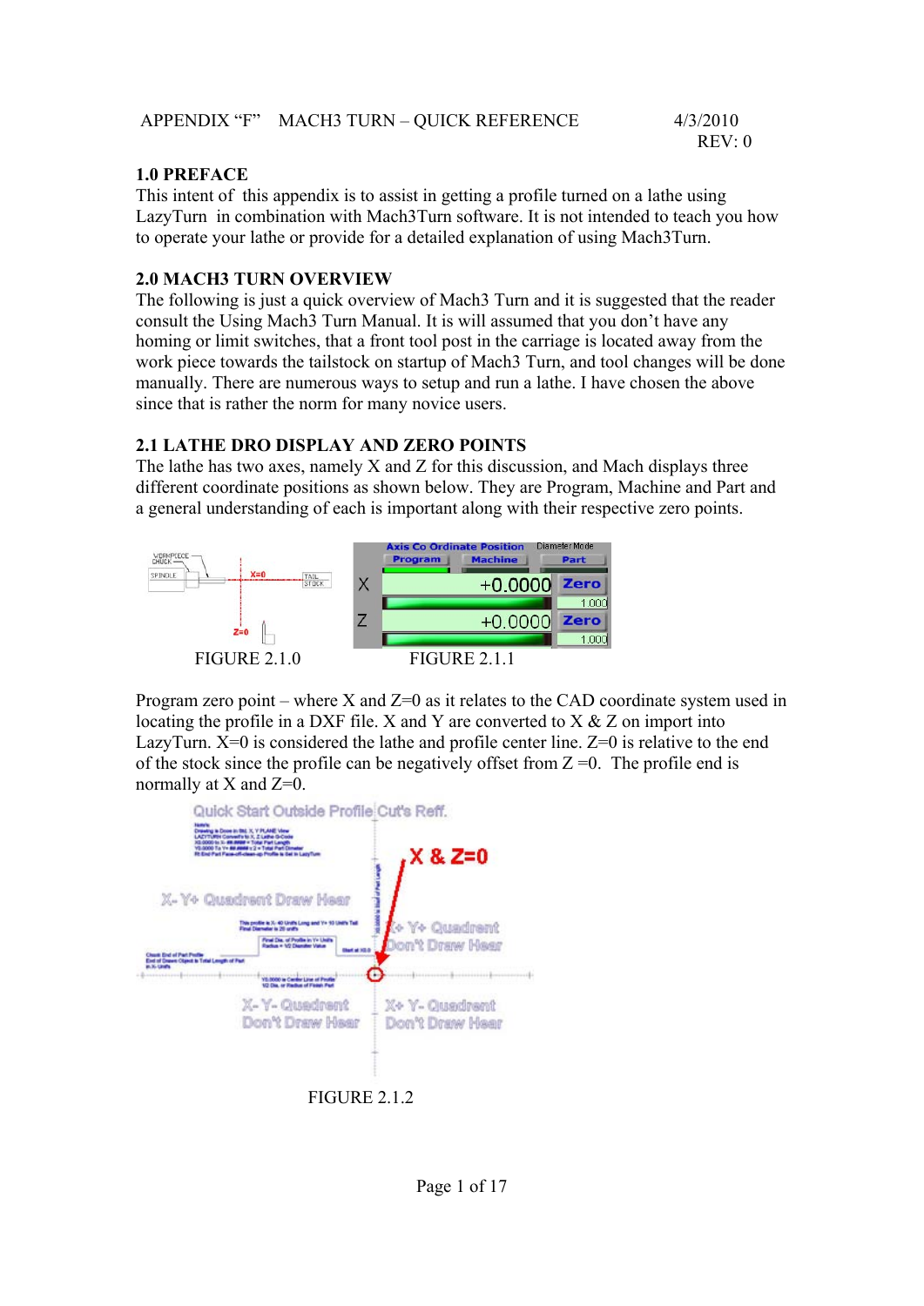APPENDIX "F" MACH3 TURN – QUICK REFERENCE 4/3/2010

REV: 0

## 1.0 PREFACE

This intent of this appendix is to assist in getting a profile turned on a lathe using LazyTurn in combination with Mach3Turn software. It is not intended to teach you how to operate your lathe or provide for a detailed explanation of using Mach3Turn.

## 2.0 MACH3 TURN OVERVIEW

The following is just a quick overview of Mach3 Turn and it is suggested that the reader consult the Using Mach3 Turn Manual. It is will assumed that you don't have any homing or limit switches, that a front tool post in the carriage is located away from the work piece towards the tailstock on startup of Mach3 Turn, and tool changes will be done manually. There are numerous ways to setup and run a lathe. I have chosen the above since that is rather the norm for many novice users.

## 2.1 LATHE DRO DISPLAY AND ZERO POINTS

The lathe has two axes, namely X and Z for this discussion, and Mach displays three different coordinate positions as shown below. They are Program, Machine and Part and a general understanding of each is important along with their respective zero points.

FIGURE 2.1.0

FIGURE 2.1.1

Program zero point – where X and Z=0 as it relates to the CAD coordinate system used in locating the profile in a DXF file. X and Y are converted to X & Z on import into LazyTurn. X=0 is considered the lathe and profile center line. Z=0 is relative to the end of the stock since the profile can be negatively offset from Z =0. The profile end is normally at X and Z=0.

FIGURE 2.1.2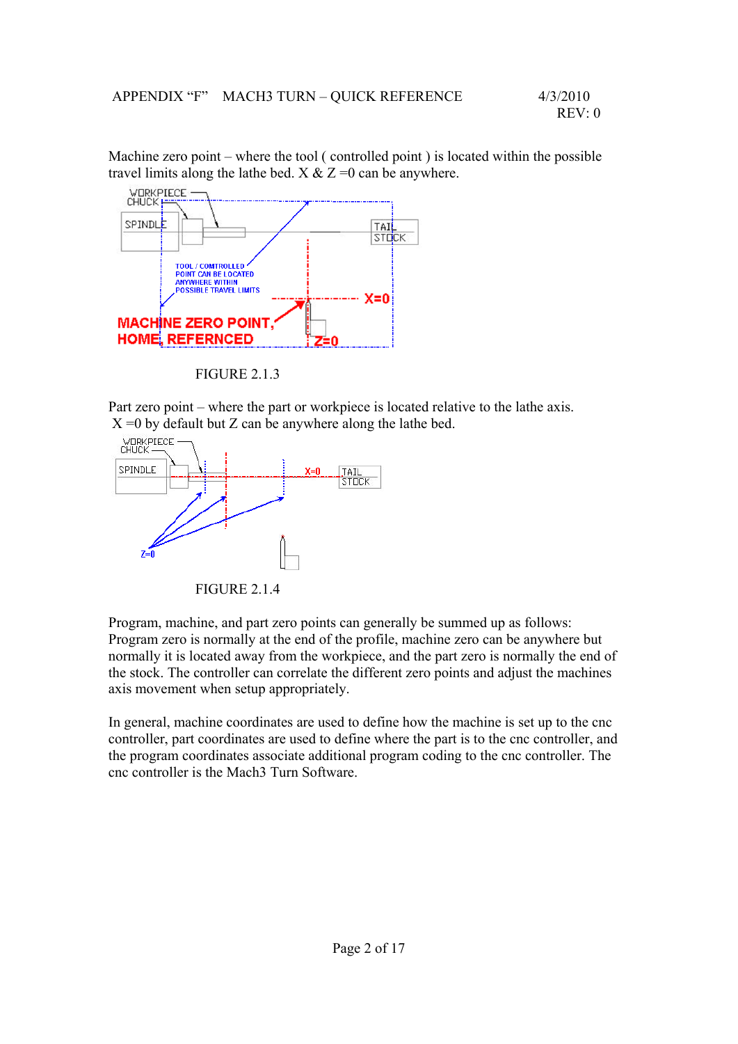Machine zero point – where the tool ( controlled point ) is located within the possible travel limits along the lathe bed. X & Z =0 can be anywhere.

FIGURE 2.1.3

Part zero point – where the part or workpiece is located relative to the lathe axis. X =0 by default but Z can be anywhere along the lathe bed.

FIGURE 2.1.4

Program, machine, and part zero points can generally be summed up as follows: Program zero is normally at the end of the profile, machine zero can be anywhere but normally it is located away from the workpiece, and the part zero is normally the end of the stock. The controller can correlate the different zero points and adjust the machines axis movement when setup appropriately.

In general, machine coordinates are used to define how the machine is set up to the cnc controller, part coordinates are used to define where the part is to the cnc controller, and the program coordinates associate additional program coding to the cnc controller. The cnc controller is the Mach3 Turn Software.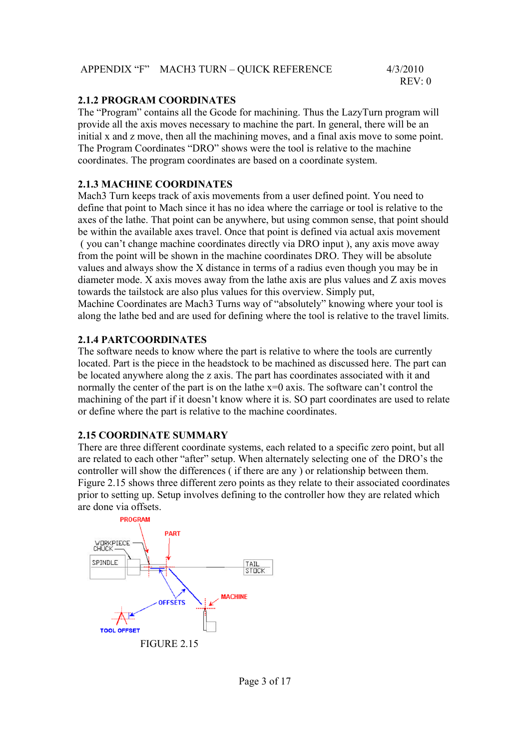## 2.1.2 PROGRAM COORDINATES

The "Program" contains all the Gcode for machining. Thus the LazyTurn program will provide all the axis moves necessary to machine the part. In general, there will be an initial x and z move, then all the machining moves, and a final axis move to some point. The Program Coordinates "DRO" shows were the tool is relative to the machine coordinates. The program coordinates are based on a coordinate system.

## 2.1.3 MACHINE COORDINATES

Mach3 Turn keeps track of axis movements from a user defined point. You need to define that point to Mach since it has no idea where the carriage or tool is relative to the axes of the lathe. That point can be anywhere, but using common sense, that point should be within the available axes travel. Once that point is defined via actual axis movement ( you can't change machine coordinates directly via DRO input ), any axis move away from the point will be shown in the machine coordinates DRO. They will be absolute values and always show the X distance in terms of a radius even though you may be in diameter mode. X axis moves away from the lathe axis are plus values and Z axis moves towards the tailstock are also plus values for this overview. Simply put,
Machine Coordinates are Mach3 Turns way of "absolutely" knowing where your tool is along the lathe bed and are used for defining where the tool is relative to the travel limits.

## 2.1.4 PARTCOORDINATES

The software needs to know where the part is relative to where the tools are currently located. Part is the piece in the headstock to be machined as discussed here. The part can be located anywhere along the z axis. The part has coordinates associated with it and normally the center of the part is on the lathe x=0 axis. The software can't control the machining of the part if it doesn't know where it is. SO part coordinates are used to relate or define where the part is relative to the machine coordinates.

## 2.15 COORDINATE SUMMARY

There are three different coordinate systems, each related to a specific zero point, but all are related to each other "after" setup. When alternately selecting one of the DRO's the controller will show the differences ( if there are any ) or relationship between them. Figure 2.15 shows three different zero points as they relate to their associated coordinates prior to setting up. Setup involves defining to the controller how they are related which are done via offsets.

FIGURE 2.15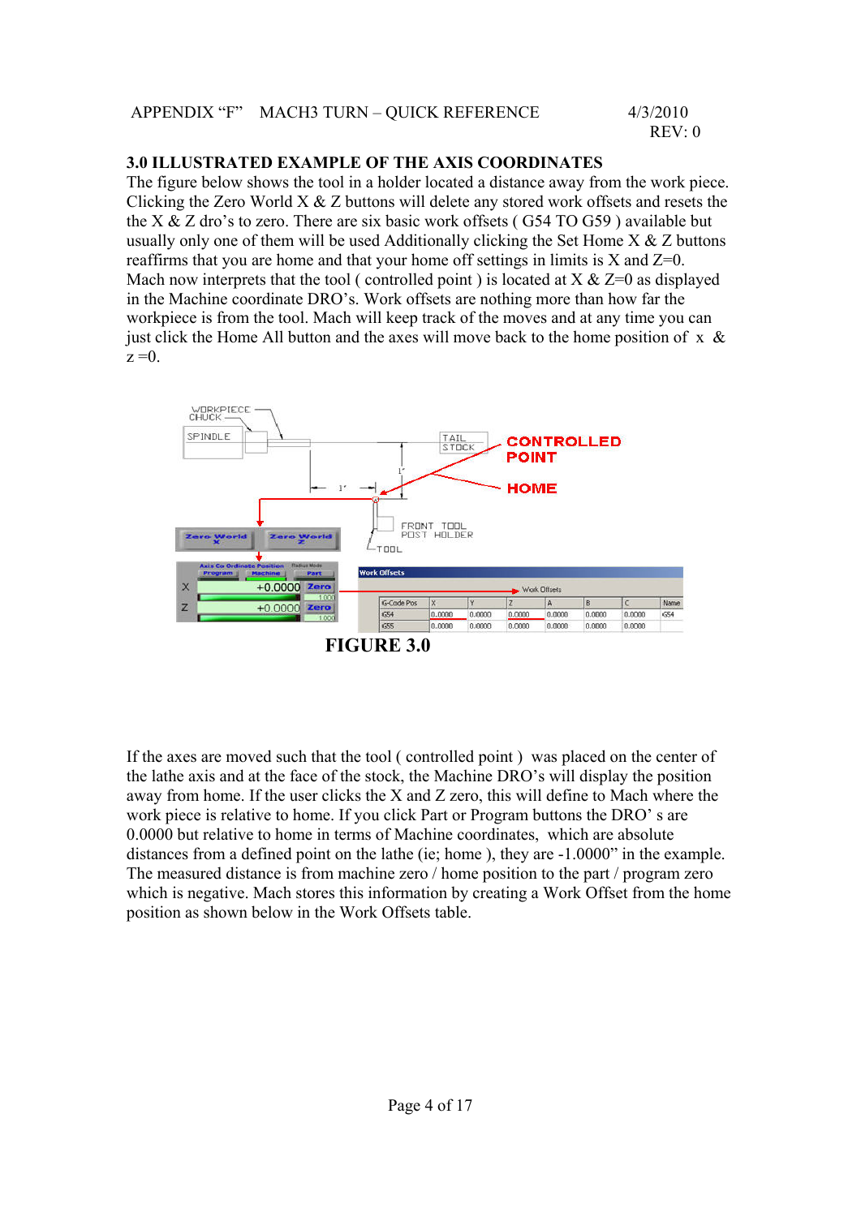### 3.0 ILLUSTRATED EXAMPLE OF THE AXIS COORDINATES

The figure below shows the tool in a holder located a distance away from the work piece. Clicking the Zero World X & Z buttons will delete any stored work offsets and resets the the X & Z dro's to zero. There are six basic work offsets ( G54 TO G59 ) available but usually only one of them will be used Additionally clicking the Set Home X & Z buttons reaffirms that you are home and that your home off settings in limits is X and Z=0. Mach now interprets that the tool ( controlled point ) is located at X & Z=0 as displayed in the Machine coordinate DRO's. Work offsets are nothing more than how far the workpiece is from the tool. Mach will keep track of the moves and at any time you can just click the Home All button and the axes will move back to the home position of x & z =0.

**FIGURE 3.0**

If the axes are moved such that the tool ( controlled point ) was placed on the center of the lathe axis and at the face of the stock, the Machine DRO's will display the position away from home. If the user clicks the X and Z zero, this will define to Mach where the work piece is relative to home. If you click Part or Program buttons the DRO' s are 0.0000 but relative to home in terms of Machine coordinates, which are absolute distances from a defined point on the lathe (ie; home ), they are -1.0000" in the example. The measured distance is from machine zero / home position to the part / program zero which is negative. Mach stores this information by creating a Work Offset from the home position as shown below in the Work Offsets table.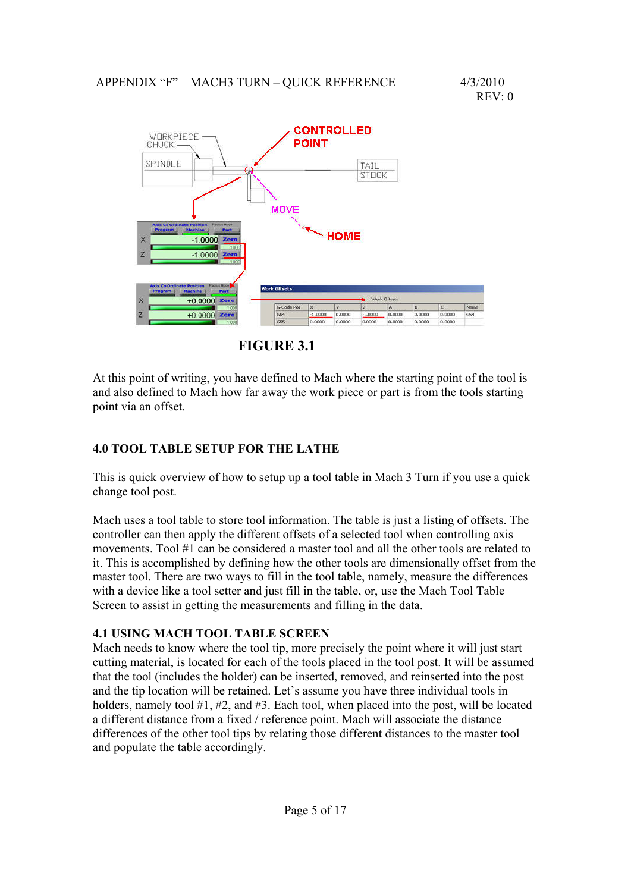**FIGURE 3.1**

At this point of writing, you have defined to Mach where the starting point of the tool is and also defined to Mach how far away the work piece or part is from the tools starting point via an offset.

## 4.0 TOOL TABLE SETUP FOR THE LATHE

This is quick overview of how to setup up a tool table in Mach 3 Turn if you use a quick change tool post.

Mach uses a tool table to store tool information. The table is just a listing of offsets. The controller can then apply the different offsets of a selected tool when controlling axis movements. Tool #1 can be considered a master tool and all the other tools are related to it. This is accomplished by defining how the other tools are dimensionally offset from the master tool. There are two ways to fill in the tool table, namely, measure the differences with a device like a tool setter and just fill in the table, or, use the Mach Tool Table Screen to assist in getting the measurements and filling in the data.

### 4.1 USING MACH TOOL TABLE SCREEN

Mach needs to know where the tool tip, more precisely the point where it will just start cutting material, is located for each of the tools placed in the tool post. It will be assumed that the tool (includes the holder) can be inserted, removed, and reinserted into the post and the tip location will be retained. Let's assume you have three individual tools in holders, namely tool #1, #2, and #3. Each tool, when placed into the post, will be located a different distance from a fixed / reference point. Mach will associate the distance differences of the other tool tips by relating those different distances to the master tool and populate the table accordingly.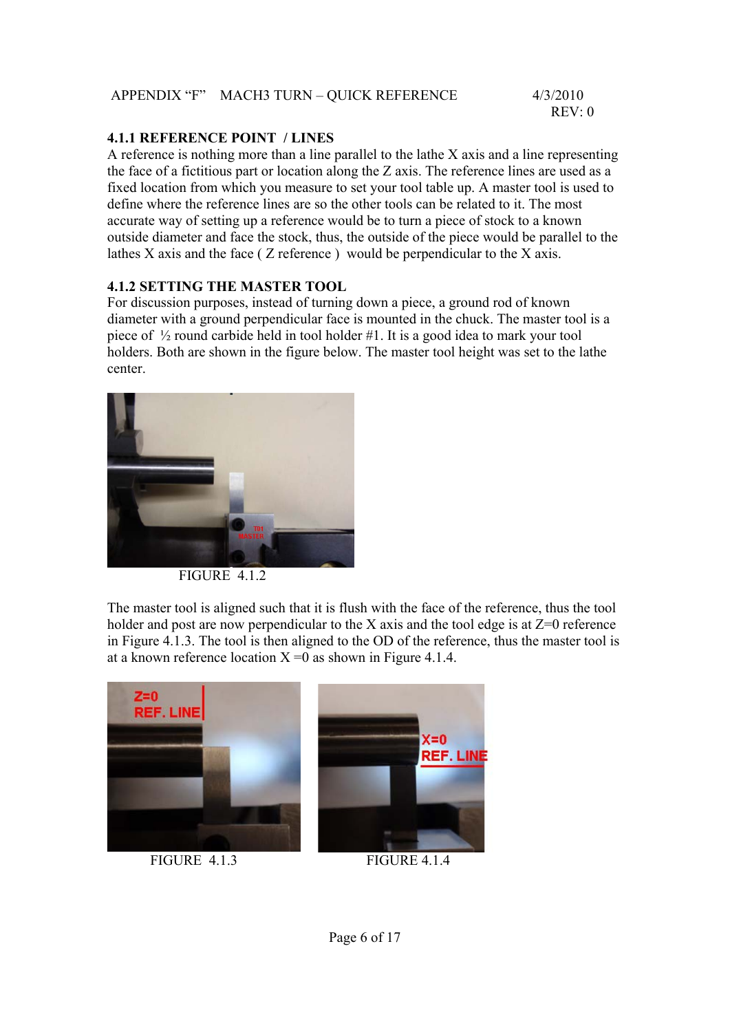### 4.1.1 REFERENCE POINT / LINES

A reference is nothing more than a line parallel to the lathe X axis and a line representing the face of a fictitious part or location along the Z axis. The reference lines are used as a fixed location from which you measure to set your tool table up. A master tool is used to define where the reference lines are so the other tools can be related to it. The most accurate way of setting up a reference would be to turn a piece of stock to a known outside diameter and face the stock, thus, the outside of the piece would be parallel to the lathes X axis and the face ( Z reference ) would be perpendicular to the X axis.

### 4.1.2 SETTING THE MASTER TOOL

For discussion purposes, instead of turning down a piece, a ground rod of known diameter with a ground perpendicular face is mounted in the chuck. The master tool is a piece of ½ round carbide held in tool holder #1. It is a good idea to mark your tool holders. Both are shown in the figure below. The master tool height was set to the lathe center.

FIGURE 4.1.2

The master tool is aligned such that it is flush with the face of the reference, thus the tool holder and post are now perpendicular to the X axis and the tool edge is at Z=0 reference in Figure 4.1.3. The tool is then aligned to the OD of the reference, thus the master tool is at a known reference location X =0 as shown in Figure 4.1.4.

FIGURE 4.1.3

FIGURE 4.1.4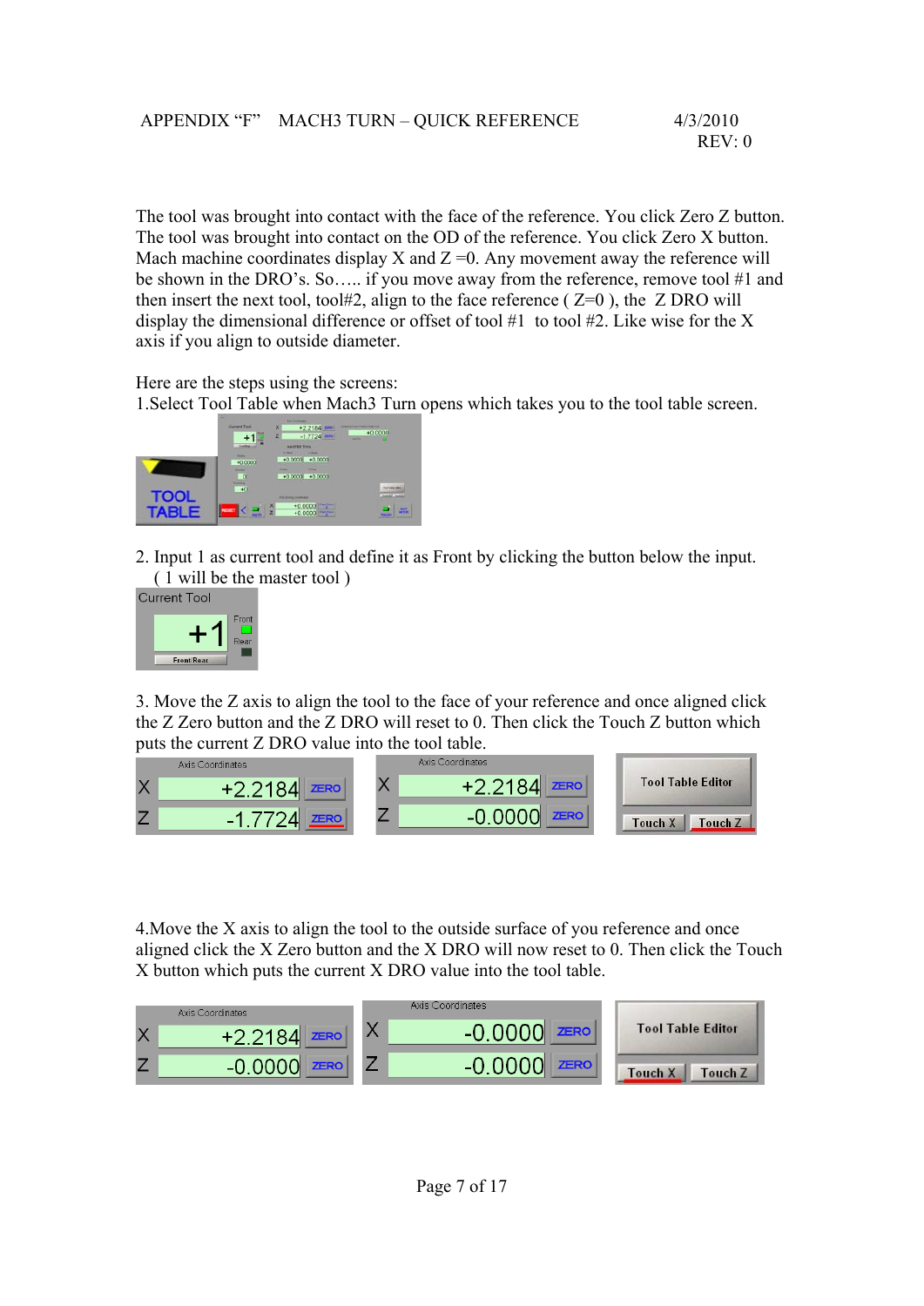The tool was brought into contact with the face of the reference. You click Zero Z button. The tool was brought into contact on the OD of the reference. You click Zero X button. Mach machine coordinates display X and Z =0. Any movement away the reference will be shown in the DRO's. So….. if you move away from the reference, remove tool #1 and then insert the next tool, tool#2, align to the face reference ( Z=0 ), the Z DRO will display the dimensional difference or offset of tool #1 to tool #2. Like wise for the X axis if you align to outside diameter.

Here are the steps using the screens:

1.Select Tool Table when Mach3 Turn opens which takes you to the tool table screen.

2. Input 1 as current tool and define it as Front by clicking the button below the input. ( 1 will be the master tool )

3. Move the Z axis to align the tool to the face of your reference and once aligned click the Z Zero button and the Z DRO will reset to 0. Then click the Touch Z button which puts the current Z DRO value into the tool table.

4.Move the X axis to align the tool to the outside surface of you reference and once aligned click the X Zero button and the X DRO will now reset to 0. Then click the Touch X button which puts the current X DRO value into the tool table.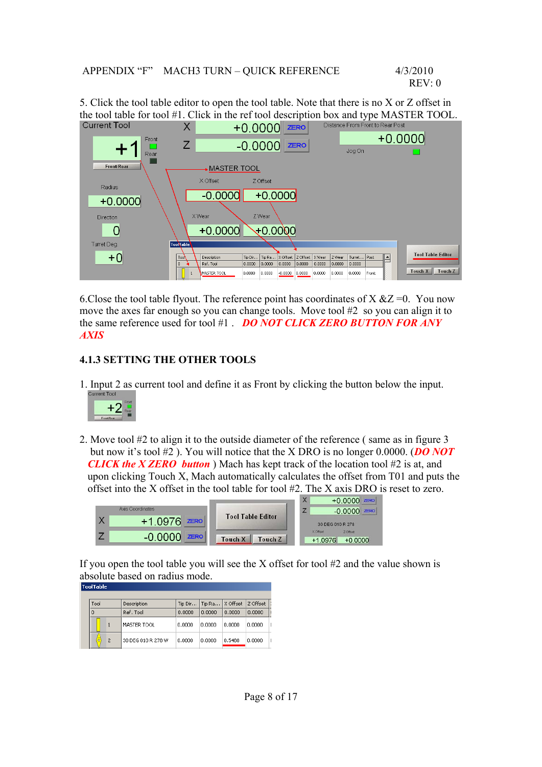5. Click the tool table editor to open the tool table. Note that there is no X or Z offset in the tool table for tool #1. Click in the ref tool description box and type MASTER TOOL.

6.Close the tool table flyout. The reference point has coordinates of X &Z =0. You now move the axes far enough so you can change tools. Move tool #2 so you can align it to the same reference used for tool #1 . ***DO NOT CLICK ZERO BUTTON FOR ANY AXIS***

### 4.1.3 SETTING THE OTHER TOOLS

1. Input 2 as current tool and define it as Front by clicking the button below the input.

2. Move tool #2 to align it to the outside diameter of the reference ( same as in figure 3 but now it's tool #2 ). You will notice that the X DRO is no longer 0.0000. (***DO NOT CLICK the X ZERO button***) Mach has kept track of the location tool #2 is at, and upon clicking Touch X, Mach automatically calculates the offset from T01 and puts the offset into the X offset in the tool table for tool #2. The X axis DRO is reset to zero.

If you open the tool table you will see the X offset for tool #2 and the value shown is absolute based on radius mode.

| Tool | Description | Tip Dir... | Tip Ra... | X Offset | Z Offset |
|---|---|---|---|---|---|
| 0 | Ref. Tool | 0.0000 | 0.0000 | 0.0000 | 0.0000 |
| 1 | MASTER TOOL | 0.0000 | 0.0000 | 0.0000 | 0.0000 |
| 2 | 30 DEG 010 R 278 W | 0.0000 | 0.0000 | 0.5488 | 0.0000 |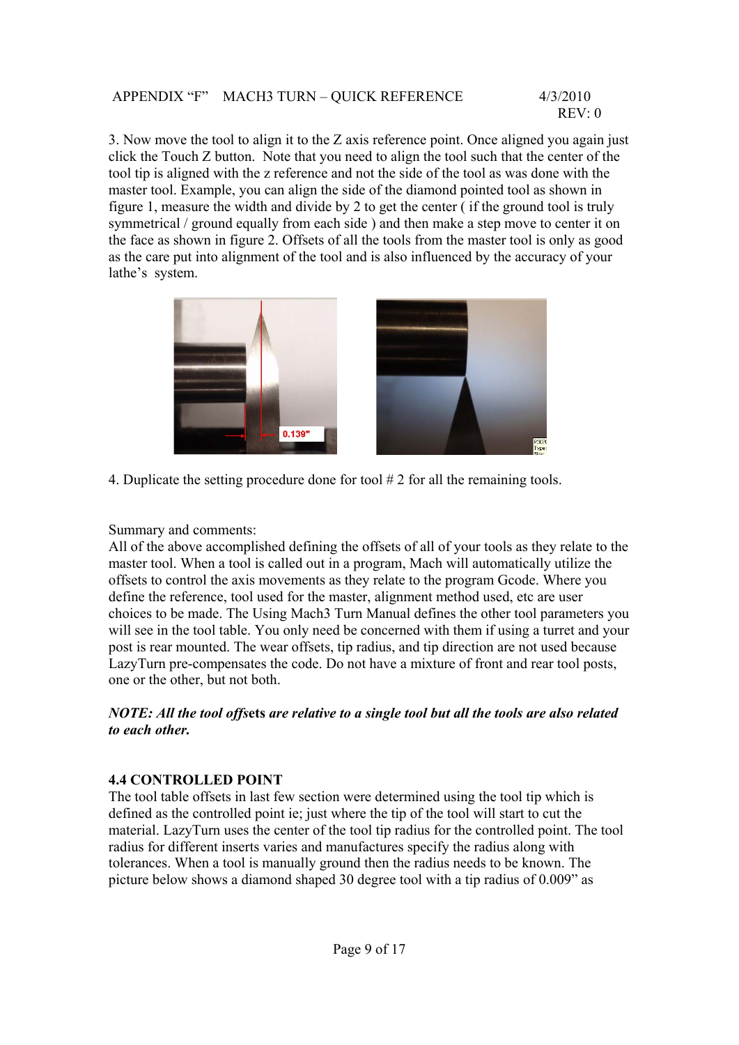3. Now move the tool to align it to the Z axis reference point. Once aligned you again just click the Touch Z button. Note that you need to align the tool such that the center of the tool tip is aligned with the z reference and not the side of the tool as was done with the master tool. Example, you can align the side of the diamond pointed tool as shown in figure 1, measure the width and divide by 2 to get the center ( if the ground tool is truly symmetrical / ground equally from each side ) and then make a step move to center it on the face as shown in figure 2. Offsets of all the tools from the master tool is only as good as the care put into alignment of the tool and is also influenced by the accuracy of your lathe's system.

4. Duplicate the setting procedure done for tool # 2 for all the remaining tools.

Summary and comments:
All of the above accomplished defining the offsets of all of your tools as they relate to the master tool. When a tool is called out in a program, Mach will automatically utilize the offsets to control the axis movements as they relate to the program Gcode. Where you define the reference, tool used for the master, alignment method used, etc are user choices to be made. The Using Mach3 Turn Manual defines the other tool parameters you will see in the tool table. You only need be concerned with them if using a turret and your post is rear mounted. The wear offsets, tip radius, and tip direction are not used because LazyTurn pre-compensates the code. Do not have a mixture of front and rear tool posts, one or the other, but not both.

***NOTE: All the tool offsets are relative to a single tool but all the tools are also related to each other.***

### 4.4 CONTROLLED POINT

The tool table offsets in last few section were determined using the tool tip which is defined as the controlled point ie; just where the tip of the tool will start to cut the material. LazyTurn uses the center of the tool tip radius for the controlled point. The tool radius for different inserts varies and manufactures specify the radius along with tolerances. When a tool is manually ground then the radius needs to be known. The picture below shows a diamond shaped 30 degree tool with a tip radius of 0.009" as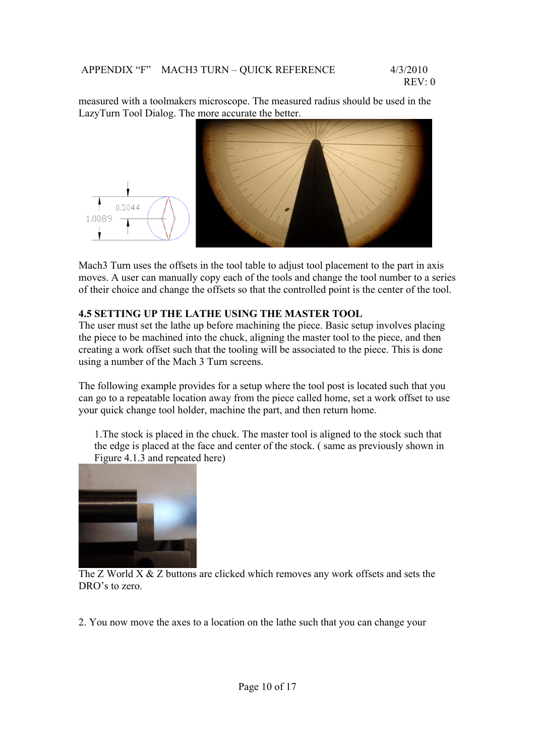measured with a toolmakers microscope. The measured radius should be used in the LazyTurn Tool Dialog. The more accurate the better.

Mach3 Turn uses the offsets in the tool table to adjust tool placement to the part in axis moves. A user can manually copy each of the tools and change the tool number to a series of their choice and change the offsets so that the controlled point is the center of the tool.

**4.5 SETTING UP THE LATHE USING THE MASTER TOOL**

The user must set the lathe up before machining the piece. Basic setup involves placing the piece to be machined into the chuck, aligning the master tool to the piece, and then creating a work offset such that the tooling will be associated to the piece. This is done using a number of the Mach 3 Turn screens.

The following example provides for a setup where the tool post is located such that you can go to a repeatable location away from the piece called home, set a work offset to use your quick change tool holder, machine the part, and then return home.

1.The stock is placed in the chuck. The master tool is aligned to the stock such that the edge is placed at the face and center of the stock. ( same as previously shown in Figure 4.1.3 and repeated here)

The Z World X & Z buttons are clicked which removes any work offsets and sets the DRO's to zero.

2. You now move the axes to a location on the lathe such that you can change your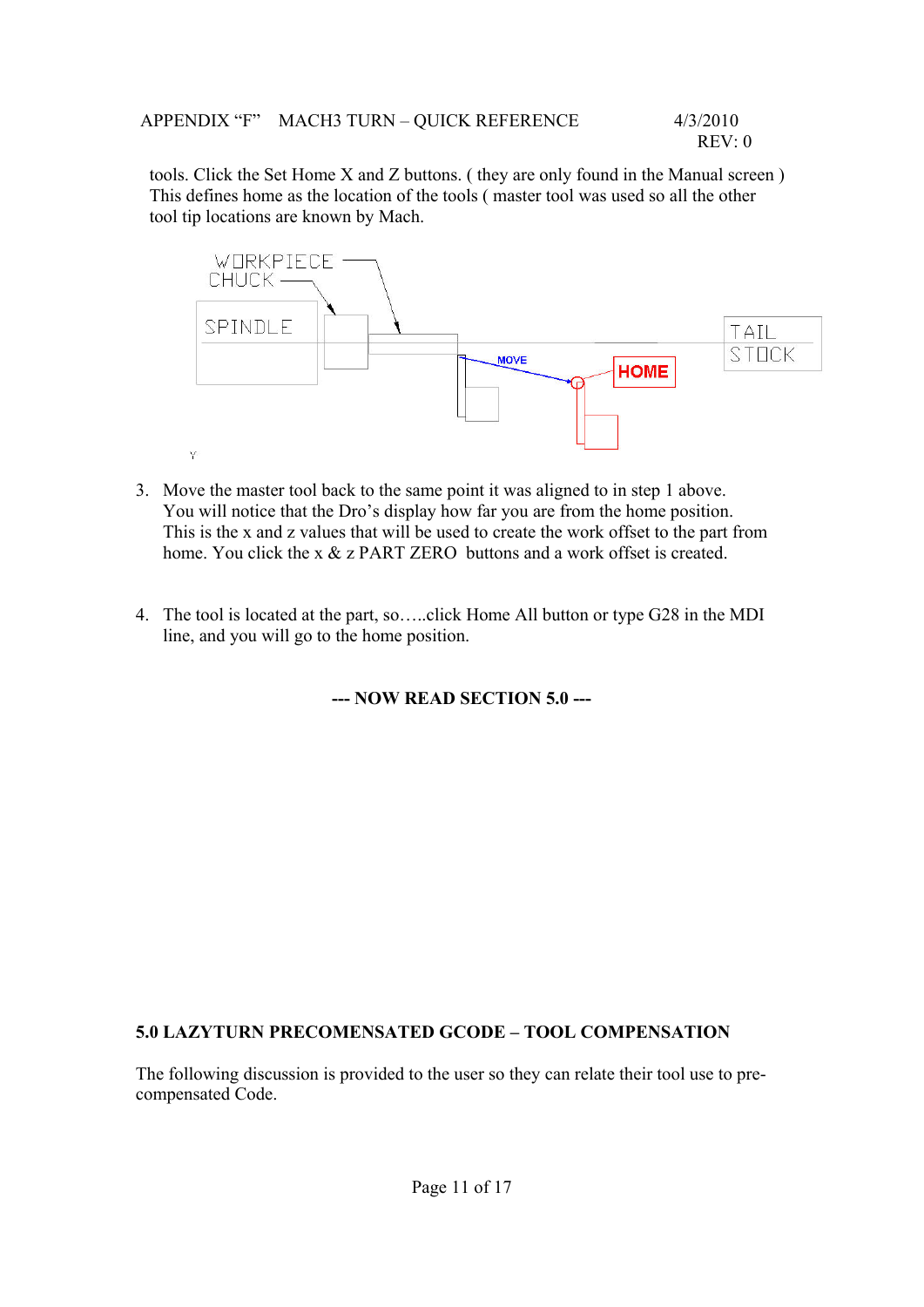tools. Click the Set Home X and Z buttons. ( they are only found in the Manual screen ) This defines home as the location of the tools ( master tool was used so all the other tool tip locations are known by Mach.

3. Move the master tool back to the same point it was aligned to in step 1 above. You will notice that the Dro's display how far you are from the home position. This is the x and z values that will be used to create the work offset to the part from home. You click the x & z PART ZERO buttons and a work offset is created.

4. The tool is located at the part, so…..click Home All button or type G28 in the MDI line, and you will go to the home position.

**--- NOW READ SECTION 5.0 ---**

## 5.0 LAZYTURN PRECOMENSATED GCODE – TOOL COMPENSATION

The following discussion is provided to the user so they can relate their tool use to pre-compensated Code.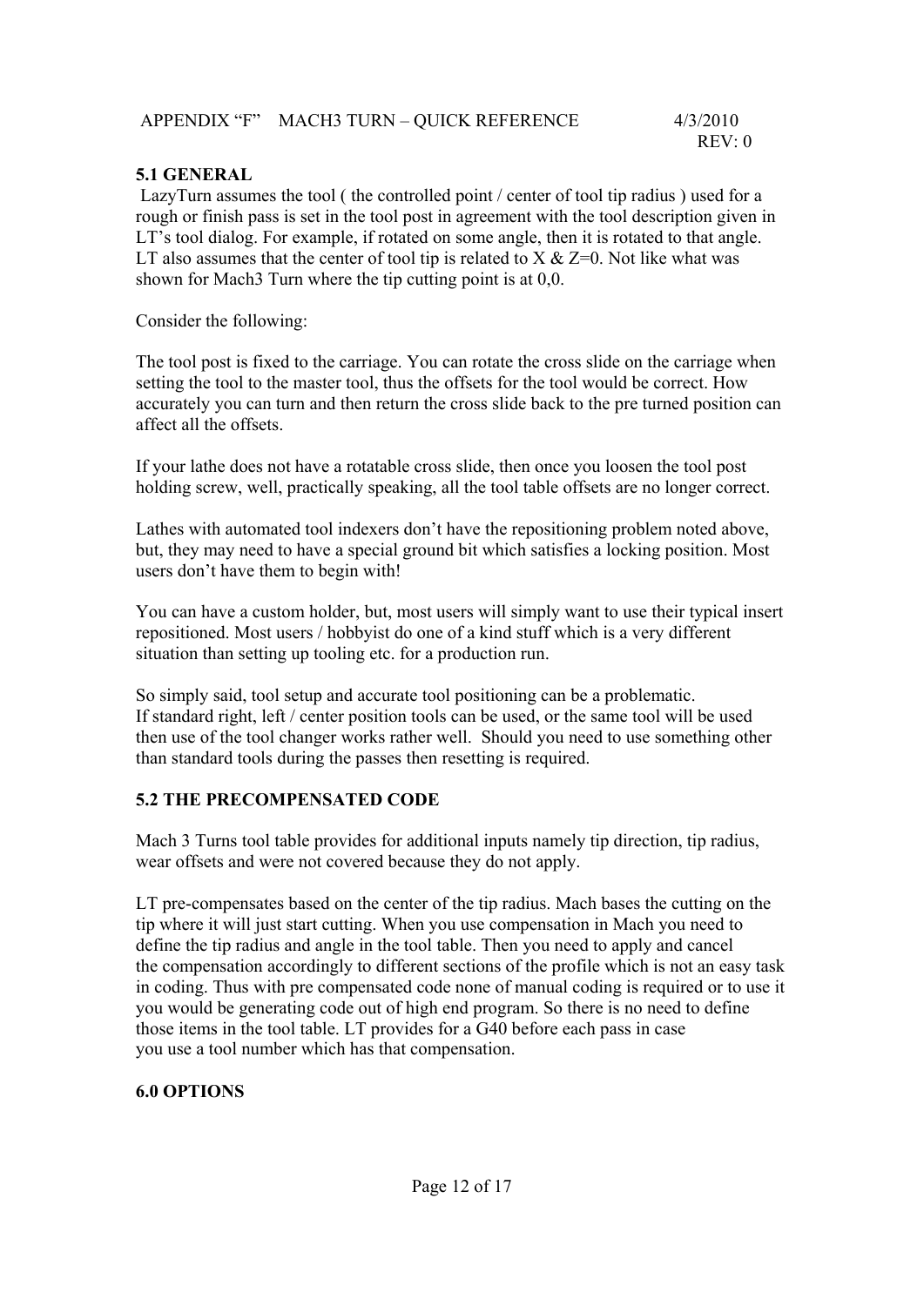## 5.1 GENERAL

LazyTurn assumes the tool ( the controlled point / center of tool tip radius ) used for a rough or finish pass is set in the tool post in agreement with the tool description given in LT's tool dialog. For example, if rotated on some angle, then it is rotated to that angle. LT also assumes that the center of tool tip is related to X & Z=0. Not like what was shown for Mach3 Turn where the tip cutting point is at 0,0.

Consider the following:

The tool post is fixed to the carriage. You can rotate the cross slide on the carriage when setting the tool to the master tool, thus the offsets for the tool would be correct. How accurately you can turn and then return the cross slide back to the pre turned position can affect all the offsets.

If your lathe does not have a rotatable cross slide, then once you loosen the tool post holding screw, well, practically speaking, all the tool table offsets are no longer correct.

Lathes with automated tool indexers don't have the repositioning problem noted above, but, they may need to have a special ground bit which satisfies a locking position. Most users don't have them to begin with!

You can have a custom holder, but, most users will simply want to use their typical insert repositioned. Most users / hobbyist do one of a kind stuff which is a very different situation than setting up tooling etc. for a production run.

So simply said, tool setup and accurate tool positioning can be a problematic. If standard right, left / center position tools can be used, or the same tool will be used then use of the tool changer works rather well. Should you need to use something other than standard tools during the passes then resetting is required.

## 5.2 THE PRECOMPENSATED CODE

Mach 3 Turns tool table provides for additional inputs namely tip direction, tip radius, wear offsets and were not covered because they do not apply.

LT pre-compensates based on the center of the tip radius. Mach bases the cutting on the tip where it will just start cutting. When you use compensation in Mach you need to define the tip radius and angle in the tool table. Then you need to apply and cancel the compensation accordingly to different sections of the profile which is not an easy task in coding. Thus with pre compensated code none of manual coding is required or to use it you would be generating code out of high end program. So there is no need to define those items in the tool table. LT provides for a G40 before each pass in case you use a tool number which has that compensation.

## 6.0 OPTIONS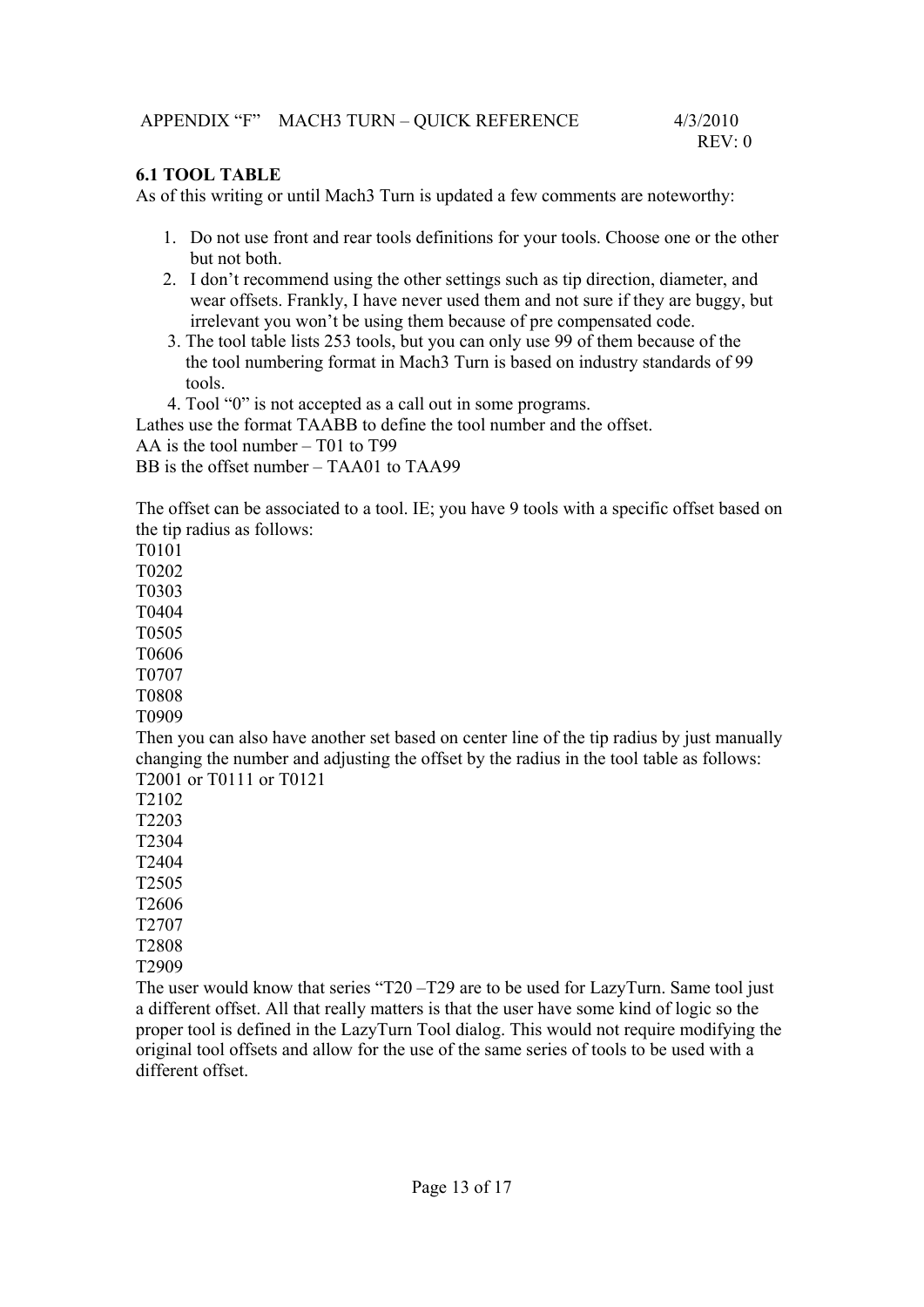## 6.1 TOOL TABLE

As of this writing or until Mach3 Turn is updated a few comments are noteworthy:

1. Do not use front and rear tools definitions for your tools. Choose one or the other but not both.
2. I don't recommend using the other settings such as tip direction, diameter, and wear offsets. Frankly, I have never used them and not sure if they are buggy, but irrelevant you won't be using them because of pre compensated code.
3. The tool table lists 253 tools, but you can only use 99 of them because of the the tool numbering format in Mach3 Turn is based on industry standards of 99 tools.
4. Tool "0" is not accepted as a call out in some programs.

Lathes use the format TAABB to define the tool number and the offset.
AA is the tool number – T01 to T99
BB is the offset number – TAA01 to TAA99

The offset can be associated to a tool. IE; you have 9 tools with a specific offset based on the tip radius as follows:
T0101
T0202
T0303
T0404
T0505
T0606
T0707
T0808
T0909
Then you can also have another set based on center line of the tip radius by just manually changing the number and adjusting the offset by the radius in the tool table as follows:
T2001 or T0111 or T0121
T2102
T2203
T2304
T2404
T2505
T2606
T2707
T2808
T2909
The user would know that series "T20 –T29 are to be used for LazyTurn. Same tool just a different offset. All that really matters is that the user have some kind of logic so the proper tool is defined in the LazyTurn Tool dialog. This would not require modifying the original tool offsets and allow for the use of the same series of tools to be used with a different offset.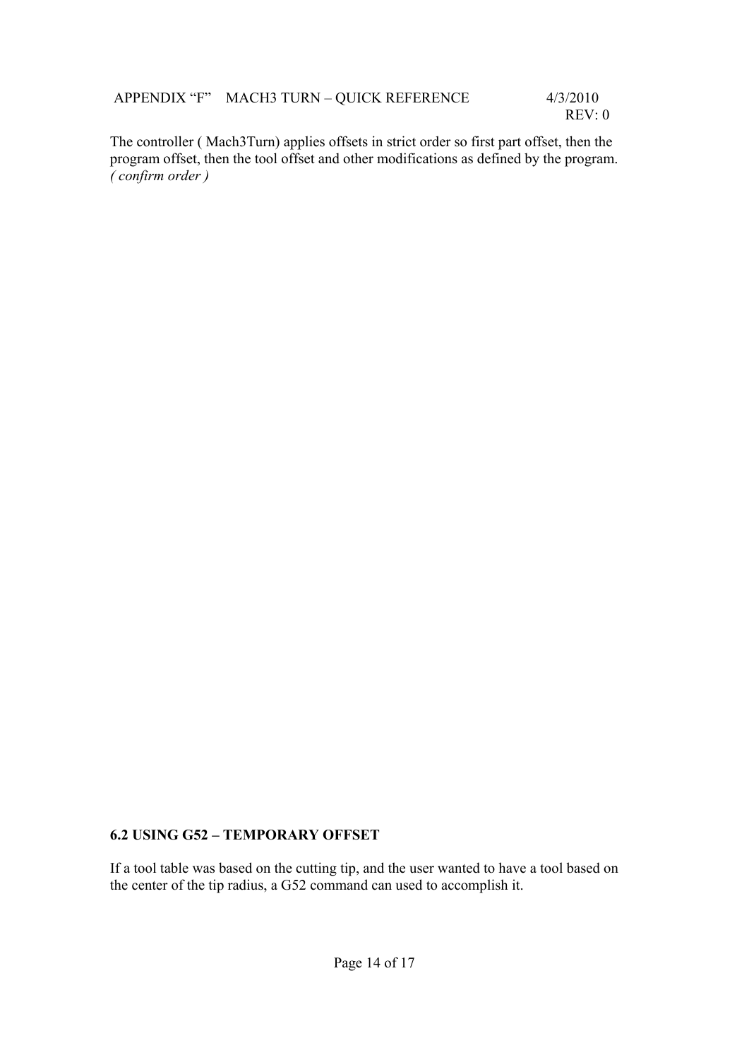The controller ( Mach3Turn) applies offsets in strict order so first part offset, then the program offset, then the tool offset and other modifications as defined by the program. *( confirm order )*

**6.2 USING G52 – TEMPORARY OFFSET**

If a tool table was based on the cutting tip, and the user wanted to have a tool based on the center of the tip radius, a G52 command can used to accomplish it.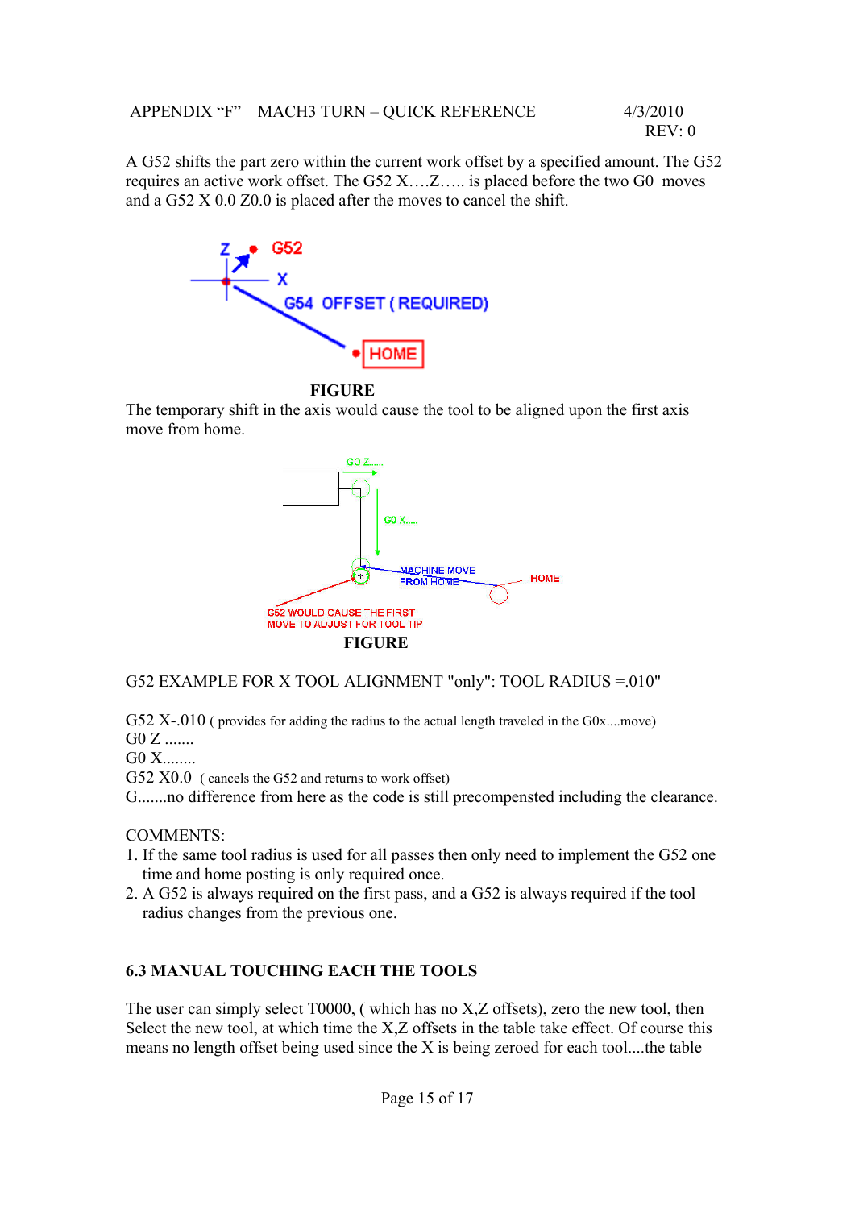A G52 shifts the part zero within the current work offset by a specified amount. The G52 requires an active work offset. The G52 X….Z….. is placed before the two G0 moves and a G52 X 0.0 Z0.0 is placed after the moves to cancel the shift.

**FIGURE**

The temporary shift in the axis would cause the tool to be aligned upon the first axis move from home.

**FIGURE**

G52 EXAMPLE FOR X TOOL ALIGNMENT "only": TOOL RADIUS =.010"

G52 X-.010 ( provides for adding the radius to the actual length traveled in the G0x....move)
G0 Z .......
G0 X........
G52 X0.0 ( cancels the G52 and returns to work offset)
G.......no difference from here as the code is still precompensted including the clearance.

COMMENTS:

1. If the same tool radius is used for all passes then only need to implement the G52 one time and home posting is only required once.
2. A G52 is always required on the first pass, and a G52 is always required if the tool radius changes from the previous one.

### 6.3 MANUAL TOUCHING EACH THE TOOLS

The user can simply select T0000, ( which has no X,Z offsets), zero the new tool, then Select the new tool, at which time the X,Z offsets in the table take effect. Of course this means no length offset being used since the X is being zeroed for each tool....the table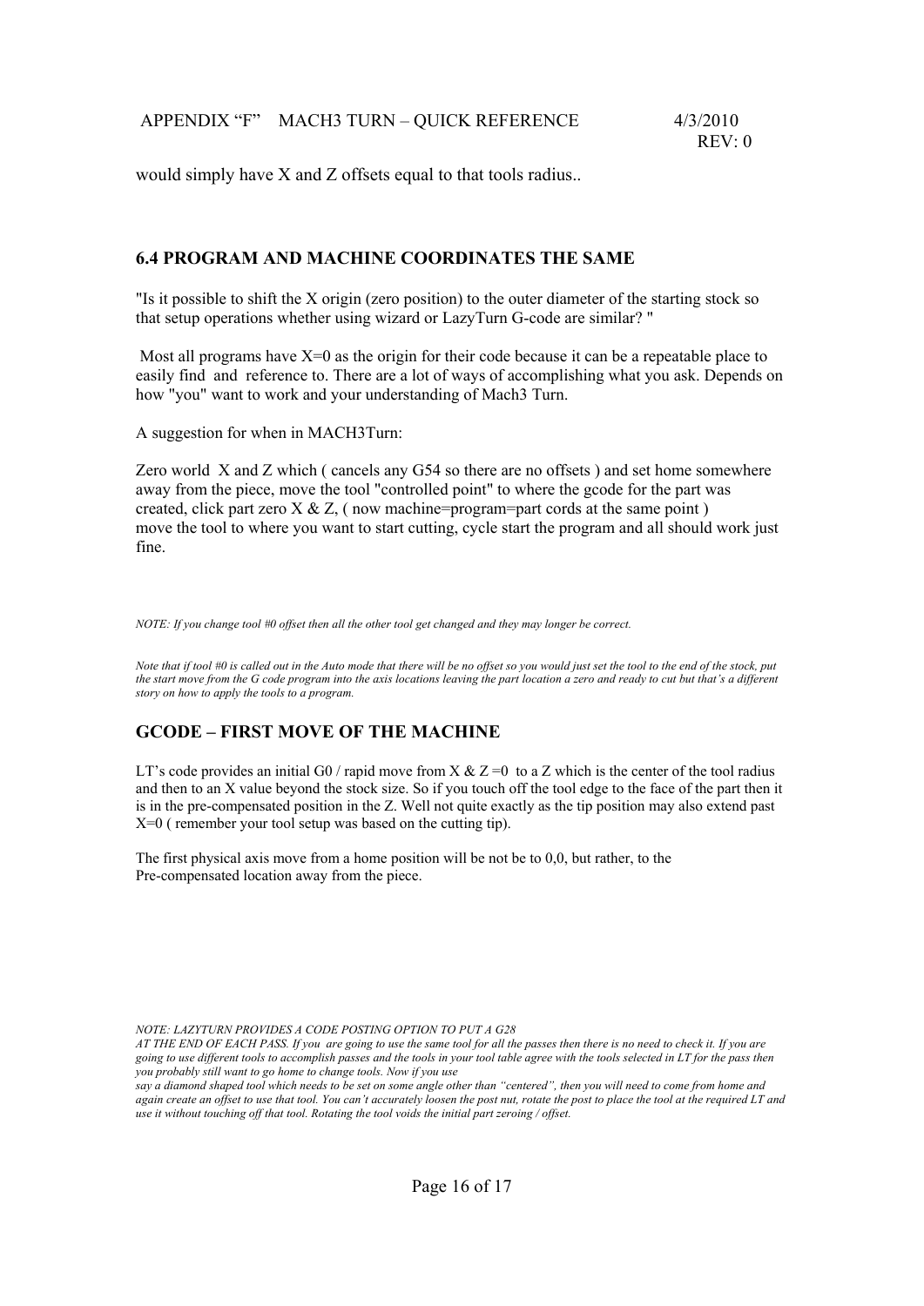would simply have X and Z offsets equal to that tools radius..

## 6.4 PROGRAM AND MACHINE COORDINATES THE SAME

"Is it possible to shift the X origin (zero position) to the outer diameter of the starting stock so that setup operations whether using wizard or LazyTurn G-code are similar? "

Most all programs have X=0 as the origin for their code because it can be a repeatable place to easily find and reference to. There are a lot of ways of accomplishing what you ask. Depends on how "you" want to work and your understanding of Mach3 Turn.

A suggestion for when in MACH3Turn:

Zero world X and Z which ( cancels any G54 so there are no offsets ) and set home somewhere away from the piece, move the tool "controlled point" to where the gcode for the part was created, click part zero X & Z, ( now machine=program=part cords at the same point ) move the tool to where you want to start cutting, cycle start the program and all should work just fine.

*NOTE: If you change tool #0 offset then all the other tool get changed and they may longer be correct.*

*Note that if tool #0 is called out in the Auto mode that there will be no offset so you would just set the tool to the end of the stock, put the start move from the G code program into the axis locations leaving the part location a zero and ready to cut but that's a different story on how to apply the tools to a program.*

## GCODE – FIRST MOVE OF THE MACHINE

LT's code provides an initial G0 / rapid move from X & Z =0 to a Z which is the center of the tool radius and then to an X value beyond the stock size. So if you touch off the tool edge to the face of the part then it is in the pre-compensated position in the Z. Well not quite exactly as the tip position may also extend past X=0 ( remember your tool setup was based on the cutting tip).

The first physical axis move from a home position will be not be to 0,0, but rather, to the Pre-compensated location away from the piece.

*NOTE: LAZYTURN PROVIDES A CODE POSTING OPTION TO PUT A G28 AT THE END OF EACH PASS. If you are going to use the same tool for all the passes then there is no need to check it. If you are going to use different tools to accomplish passes and the tools in your tool table agree with the tools selected in LT for the pass then you probably still want to go home to change tools. Now if you use say a diamond shaped tool which needs to be set on some angle other than "centered", then you will need to come from home and again create an offset to use that tool. You can't accurately loosen the post nut, rotate the post to place the tool at the required LT and use it without touching off that tool. Rotating the tool voids the initial part zeroing / offset.*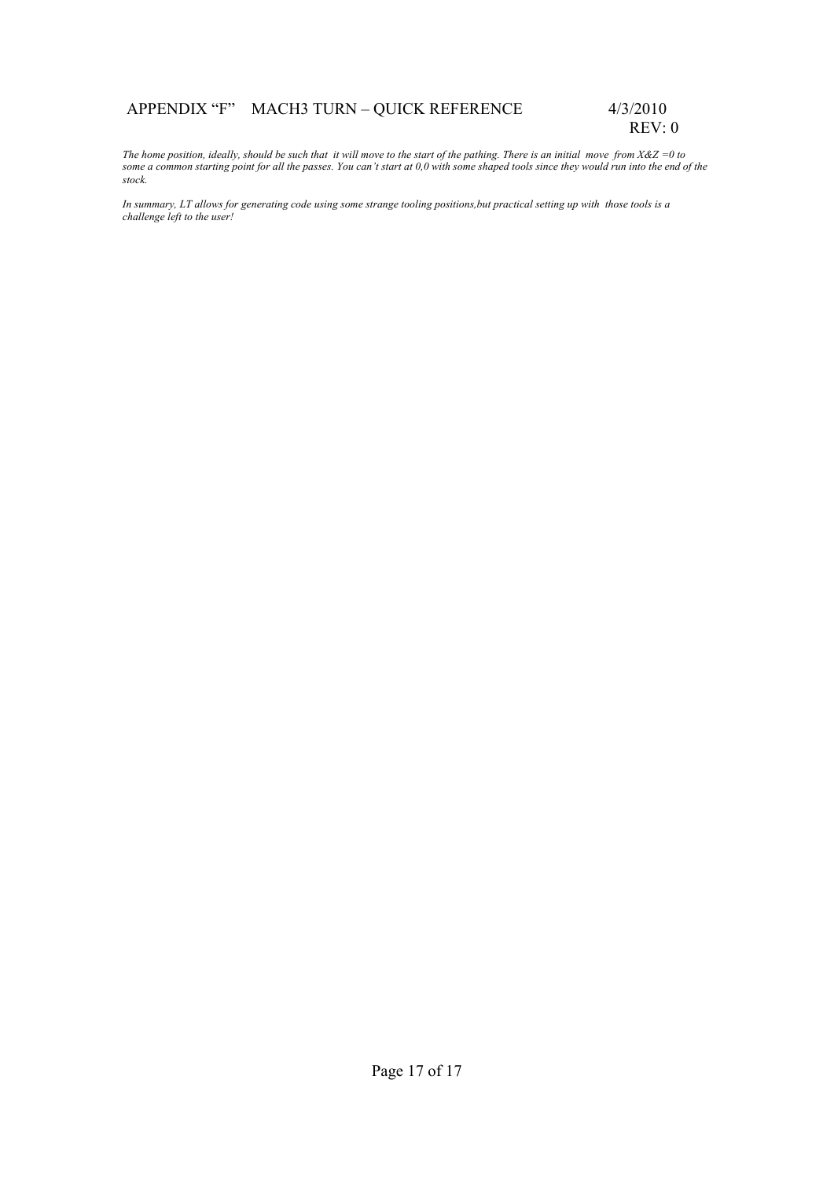*The home position, ideally, should be such that it will move to the start of the pathing. There is an initial move from X&Z =0 to some a common starting point for all the passes. You can't start at 0,0 with some shaped tools since they would run into the end of the stock.*

*In summary, LT allows for generating code using some strange tooling positions,but practical setting up with those tools is a challenge left to the user!*